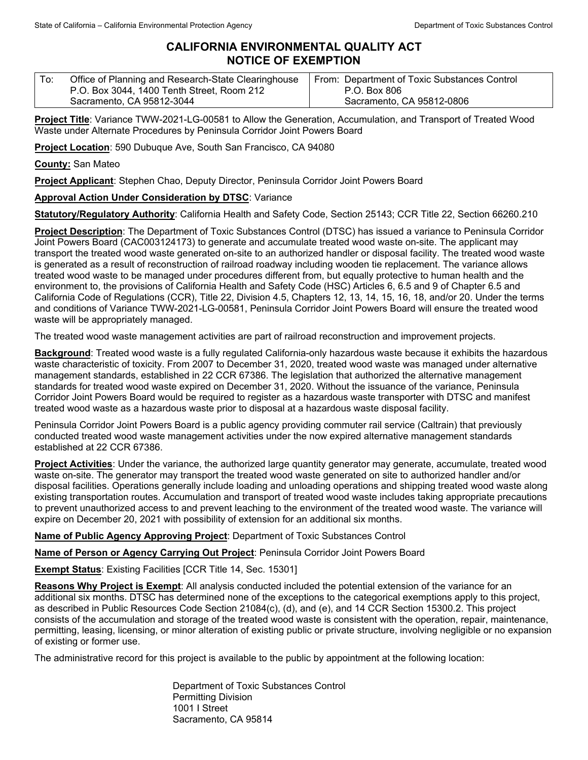# CALIFORNIA ENVIRONMENTAL QUALITY ACT
# NOTICE OF EXEMPTION

| To: Office of Planning and Research-State Clearinghouse<br>P.O. Box 3044, 1400 Tenth Street, Room 212<br>Sacramento, CA 95812-3044 | From: Department of Toxic Substances Control<br>P.O. Box 806<br>Sacramento, CA 95812-0806 |
|---|---|

**Project Title**: Variance TWW-2021-LG-00581 to Allow the Generation, Accumulation, and Transport of Treated Wood Waste under Alternate Procedures by Peninsula Corridor Joint Powers Board

**Project Location**: 590 Dubuque Ave, South San Francisco, CA 94080

**County:** San Mateo

**Project Applicant**: Stephen Chao, Deputy Director, Peninsula Corridor Joint Powers Board

**Approval Action Under Consideration by DTSC**: Variance

**Statutory/Regulatory Authority**: California Health and Safety Code, Section 25143; CCR Title 22, Section 66260.210

**Project Description**: The Department of Toxic Substances Control (DTSC) has issued a variance to Peninsula Corridor Joint Powers Board (CAC003124173) to generate and accumulate treated wood waste on-site. The applicant may transport the treated wood waste generated on-site to an authorized handler or disposal facility. The treated wood waste is generated as a result of reconstruction of railroad roadway including wooden tie replacement. The variance allows treated wood waste to be managed under procedures different from, but equally protective to human health and the environment to, the provisions of California Health and Safety Code (HSC) Articles 6, 6.5 and 9 of Chapter 6.5 and California Code of Regulations (CCR), Title 22, Division 4.5, Chapters 12, 13, 14, 15, 16, 18, and/or 20. Under the terms and conditions of Variance TWW-2021-LG-00581, Peninsula Corridor Joint Powers Board will ensure the treated wood waste will be appropriately managed.

The treated wood waste management activities are part of railroad reconstruction and improvement projects.

**Background**: Treated wood waste is a fully regulated California-only hazardous waste because it exhibits the hazardous waste characteristic of toxicity. From 2007 to December 31, 2020, treated wood waste was managed under alternative management standards, established in 22 CCR 67386. The legislation that authorized the alternative management standards for treated wood waste expired on December 31, 2020. Without the issuance of the variance, Peninsula Corridor Joint Powers Board would be required to register as a hazardous waste transporter with DTSC and manifest treated wood waste as a hazardous waste prior to disposal at a hazardous waste disposal facility.

Peninsula Corridor Joint Powers Board is a public agency providing commuter rail service (Caltrain) that previously conducted treated wood waste management activities under the now expired alternative management standards established at 22 CCR 67386.

**Project Activities**: Under the variance, the authorized large quantity generator may generate, accumulate, treated wood waste on-site. The generator may transport the treated wood waste generated on site to authorized handler and/or disposal facilities. Operations generally include loading and unloading operations and shipping treated wood waste along existing transportation routes. Accumulation and transport of treated wood waste includes taking appropriate precautions to prevent unauthorized access to and prevent leaching to the environment of the treated wood waste. The variance will expire on December 20, 2021 with possibility of extension for an additional six months.

**Name of Public Agency Approving Project**: Department of Toxic Substances Control

**Name of Person or Agency Carrying Out Project**: Peninsula Corridor Joint Powers Board

**Exempt Status**: Existing Facilities [CCR Title 14, Sec. 15301]

**Reasons Why Project is Exempt**: All analysis conducted included the potential extension of the variance for an additional six months. DTSC has determined none of the exceptions to the categorical exemptions apply to this project, as described in Public Resources Code Section 21084(c), (d), and (e), and 14 CCR Section 15300.2. This project consists of the accumulation and storage of the treated wood waste is consistent with the operation, repair, maintenance, permitting, leasing, licensing, or minor alteration of existing public or private structure, involving negligible or no expansion of existing or former use.

The administrative record for this project is available to the public by appointment at the following location:

Department of Toxic Substances Control
Permitting Division
1001 I Street
Sacramento, CA 95814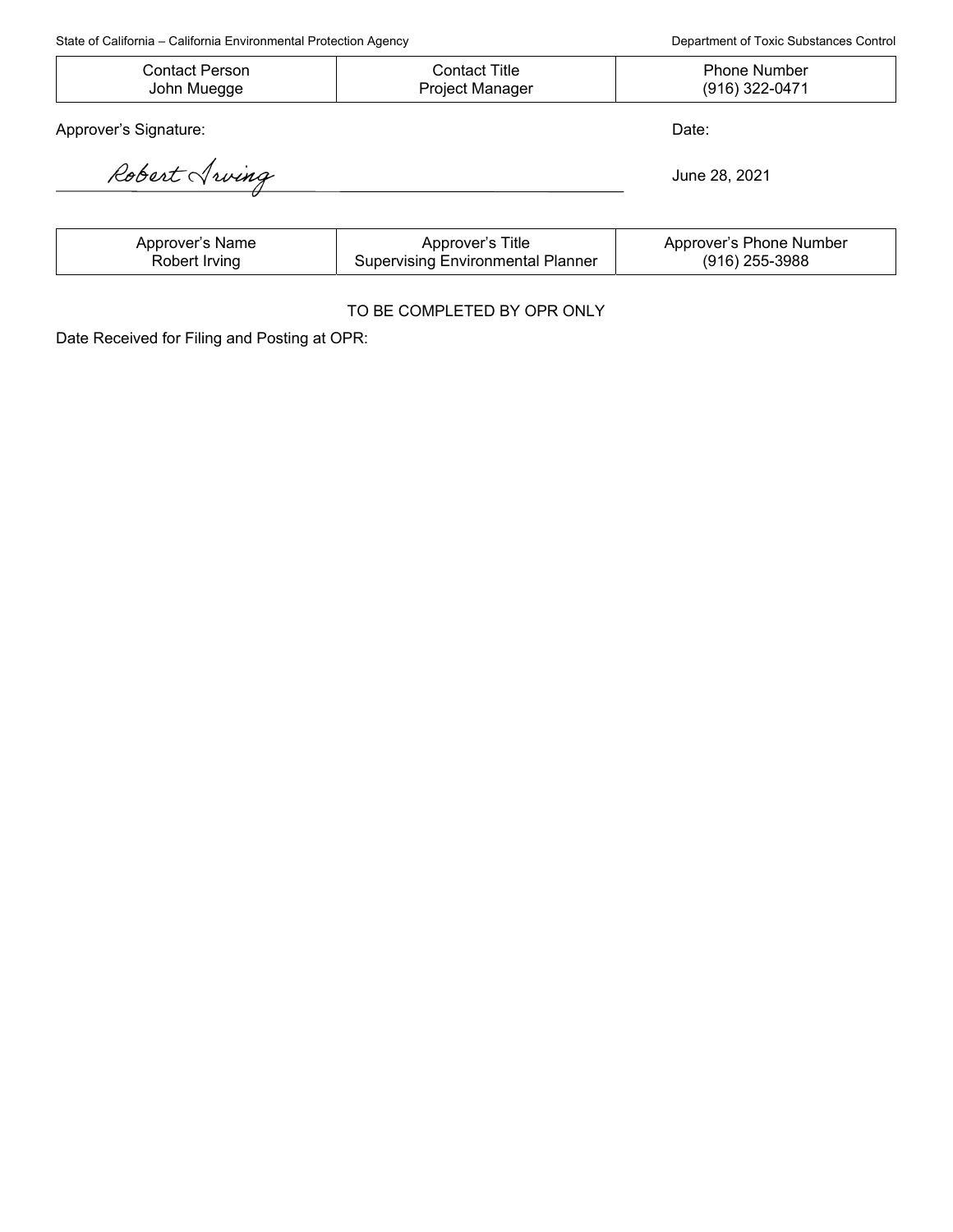| Contact Person | Contact Title | Phone Number |
| --- | --- | --- |
| John Muegge | Project Manager | (916) 322-0471 |

Approver's Signature: Robert Irving

Date: June 28, 2021

| Approver's Name | Approver's Title | Approver's Phone Number |
| --- | --- | --- |
| Robert Irving | Supervising Environmental Planner | (916) 255-3988 |

TO BE COMPLETED BY OPR ONLY

Date Received for Filing and Posting at OPR: